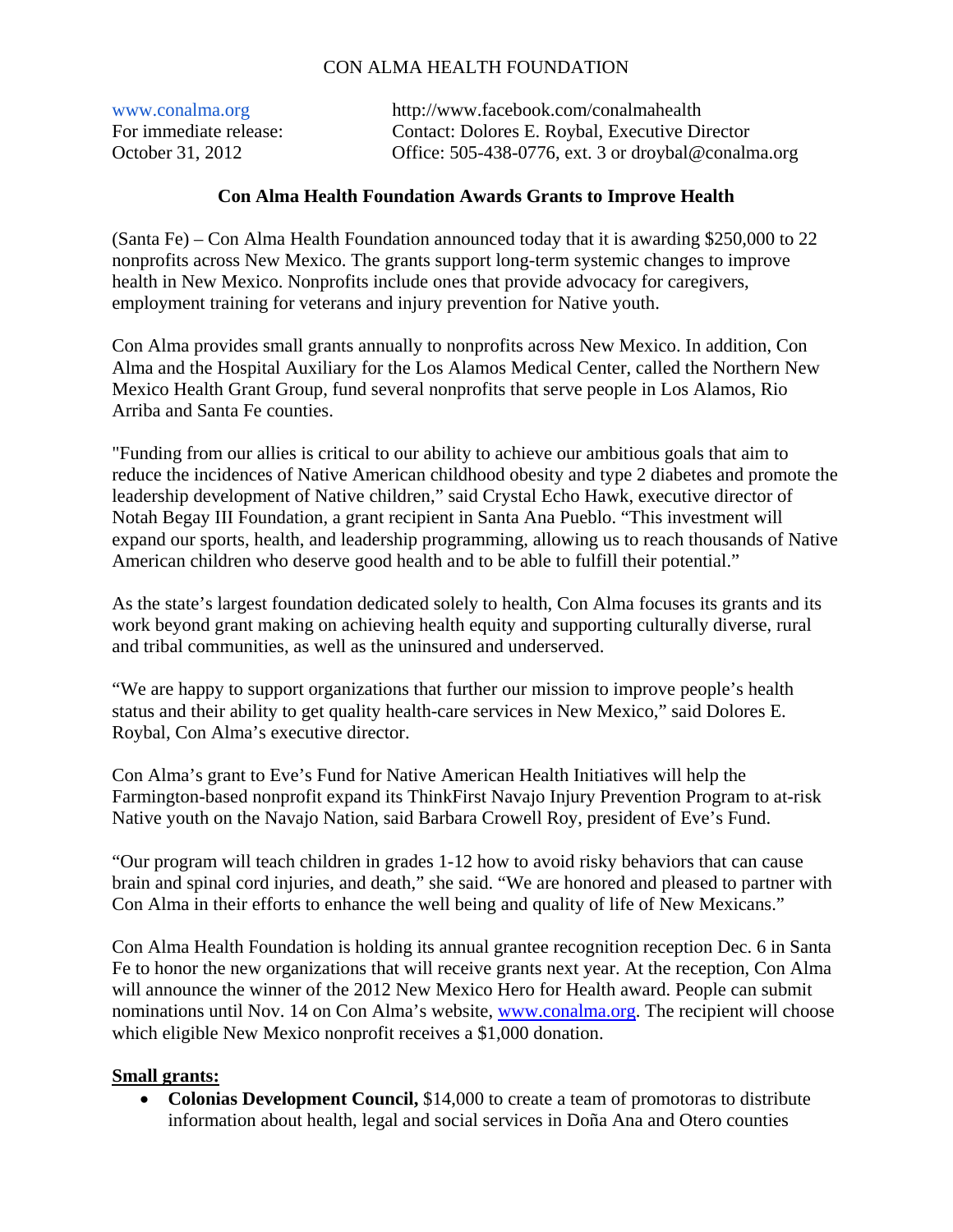# CON ALMA HEALTH FOUNDATION

www.conalma.org
For immediate release:
October 31, 2012

http://www.facebook.com/conalmahealth
Contact: Dolores E. Roybal, Executive Director
Office: 505-438-0776, ext. 3 or droybal@conalma.org

## Con Alma Health Foundation Awards Grants to Improve Health

(Santa Fe) – Con Alma Health Foundation announced today that it is awarding $250,000 to 22 nonprofits across New Mexico. The grants support long-term systemic changes to improve health in New Mexico. Nonprofits include ones that provide advocacy for caregivers, employment training for veterans and injury prevention for Native youth.

Con Alma provides small grants annually to nonprofits across New Mexico. In addition, Con Alma and the Hospital Auxiliary for the Los Alamos Medical Center, called the Northern New Mexico Health Grant Group, fund several nonprofits that serve people in Los Alamos, Rio Arriba and Santa Fe counties.

"Funding from our allies is critical to our ability to achieve our ambitious goals that aim to reduce the incidences of Native American childhood obesity and type 2 diabetes and promote the leadership development of Native children," said Crystal Echo Hawk, executive director of Notah Begay III Foundation, a grant recipient in Santa Ana Pueblo. "This investment will expand our sports, health, and leadership programming, allowing us to reach thousands of Native American children who deserve good health and to be able to fulfill their potential."

As the state's largest foundation dedicated solely to health, Con Alma focuses its grants and its work beyond grant making on achieving health equity and supporting culturally diverse, rural and tribal communities, as well as the uninsured and underserved.

"We are happy to support organizations that further our mission to improve people's health status and their ability to get quality health-care services in New Mexico," said Dolores E. Roybal, Con Alma's executive director.

Con Alma's grant to Eve's Fund for Native American Health Initiatives will help the Farmington-based nonprofit expand its ThinkFirst Navajo Injury Prevention Program to at-risk Native youth on the Navajo Nation, said Barbara Crowell Roy, president of Eve's Fund.

"Our program will teach children in grades 1-12 how to avoid risky behaviors that can cause brain and spinal cord injuries, and death," she said. "We are honored and pleased to partner with Con Alma in their efforts to enhance the well being and quality of life of New Mexicans."

Con Alma Health Foundation is holding its annual grantee recognition reception Dec. 6 in Santa Fe to honor the new organizations that will receive grants next year. At the reception, Con Alma will announce the winner of the 2012 New Mexico Hero for Health award. People can submit nominations until Nov. 14 on Con Alma's website, www.conalma.org. The recipient will choose which eligible New Mexico nonprofit receives a $1,000 donation.

**Small grants:**

- **Colonias Development Council,** $14,000 to create a team of promotoras to distribute information about health, legal and social services in Doña Ana and Otero counties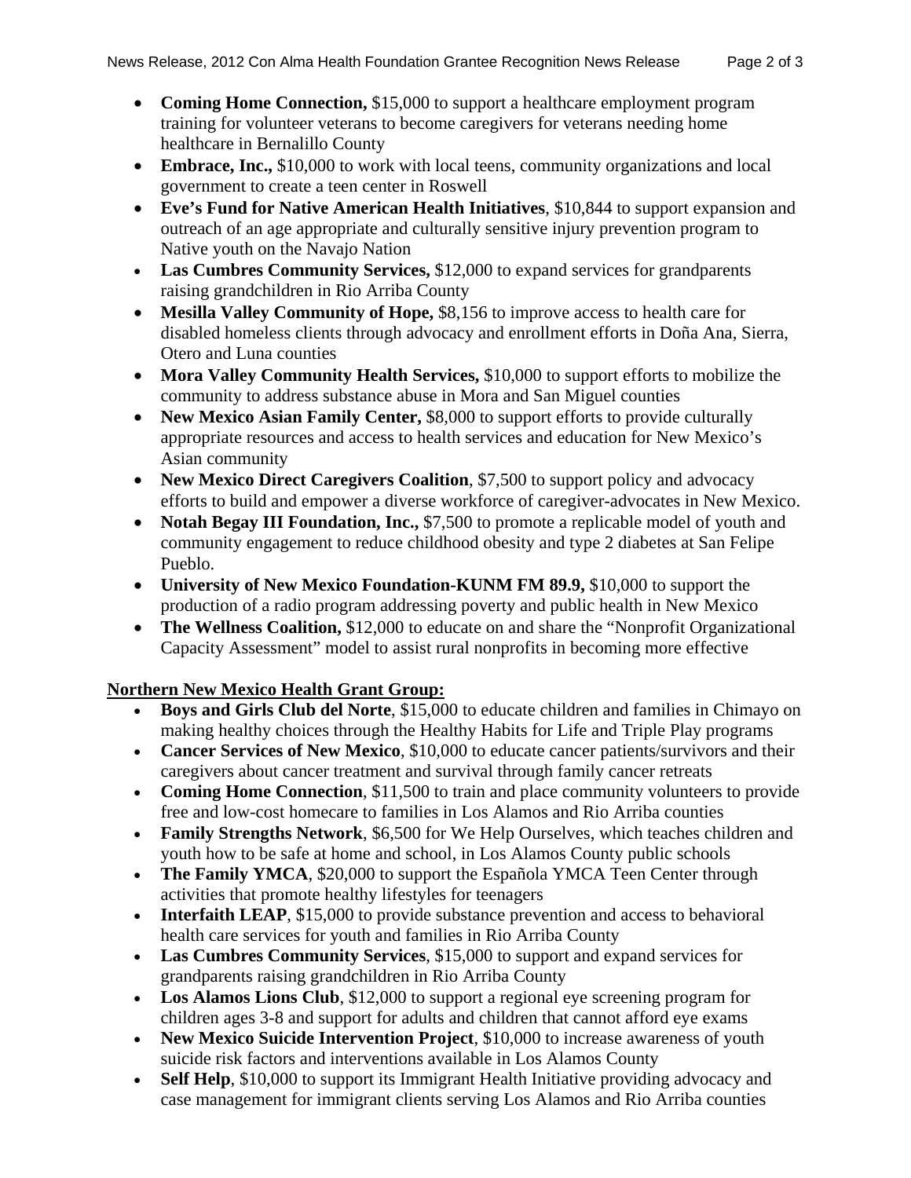- **Coming Home Connection,** $15,000 to support a healthcare employment program training for volunteer veterans to become caregivers for veterans needing home healthcare in Bernalillo County
- **Embrace, Inc.,** $10,000 to work with local teens, community organizations and local government to create a teen center in Roswell
- **Eve's Fund for Native American Health Initiatives**, $10,844 to support expansion and outreach of an age appropriate and culturally sensitive injury prevention program to Native youth on the Navajo Nation
- **Las Cumbres Community Services,** $12,000 to expand services for grandparents raising grandchildren in Rio Arriba County
- **Mesilla Valley Community of Hope,** $8,156 to improve access to health care for disabled homeless clients through advocacy and enrollment efforts in Doña Ana, Sierra, Otero and Luna counties
- **Mora Valley Community Health Services,** $10,000 to support efforts to mobilize the community to address substance abuse in Mora and San Miguel counties
- **New Mexico Asian Family Center,** $8,000 to support efforts to provide culturally appropriate resources and access to health services and education for New Mexico's Asian community
- **New Mexico Direct Caregivers Coalition**, $7,500 to support policy and advocacy efforts to build and empower a diverse workforce of caregiver-advocates in New Mexico.
- **Notah Begay III Foundation, Inc.,** $7,500 to promote a replicable model of youth and community engagement to reduce childhood obesity and type 2 diabetes at San Felipe Pueblo.
- **University of New Mexico Foundation-KUNM FM 89.9,** $10,000 to support the production of a radio program addressing poverty and public health in New Mexico
- **The Wellness Coalition,** $12,000 to educate on and share the "Nonprofit Organizational Capacity Assessment" model to assist rural nonprofits in becoming more effective

**Northern New Mexico Health Grant Group:**

- **Boys and Girls Club del Norte**, $15,000 to educate children and families in Chimayo on making healthy choices through the Healthy Habits for Life and Triple Play programs
- **Cancer Services of New Mexico**, $10,000 to educate cancer patients/survivors and their caregivers about cancer treatment and survival through family cancer retreats
- **Coming Home Connection**, $11,500 to train and place community volunteers to provide free and low-cost homecare to families in Los Alamos and Rio Arriba counties
- **Family Strengths Network**, $6,500 for We Help Ourselves, which teaches children and youth how to be safe at home and school, in Los Alamos County public schools
- **The Family YMCA**, $20,000 to support the Española YMCA Teen Center through activities that promote healthy lifestyles for teenagers
- **Interfaith LEAP**, $15,000 to provide substance prevention and access to behavioral health care services for youth and families in Rio Arriba County
- **Las Cumbres Community Services**, $15,000 to support and expand services for grandparents raising grandchildren in Rio Arriba County
- **Los Alamos Lions Club**, $12,000 to support a regional eye screening program for children ages 3-8 and support for adults and children that cannot afford eye exams
- **New Mexico Suicide Intervention Project**, $10,000 to increase awareness of youth suicide risk factors and interventions available in Los Alamos County
- **Self Help**, $10,000 to support its Immigrant Health Initiative providing advocacy and case management for immigrant clients serving Los Alamos and Rio Arriba counties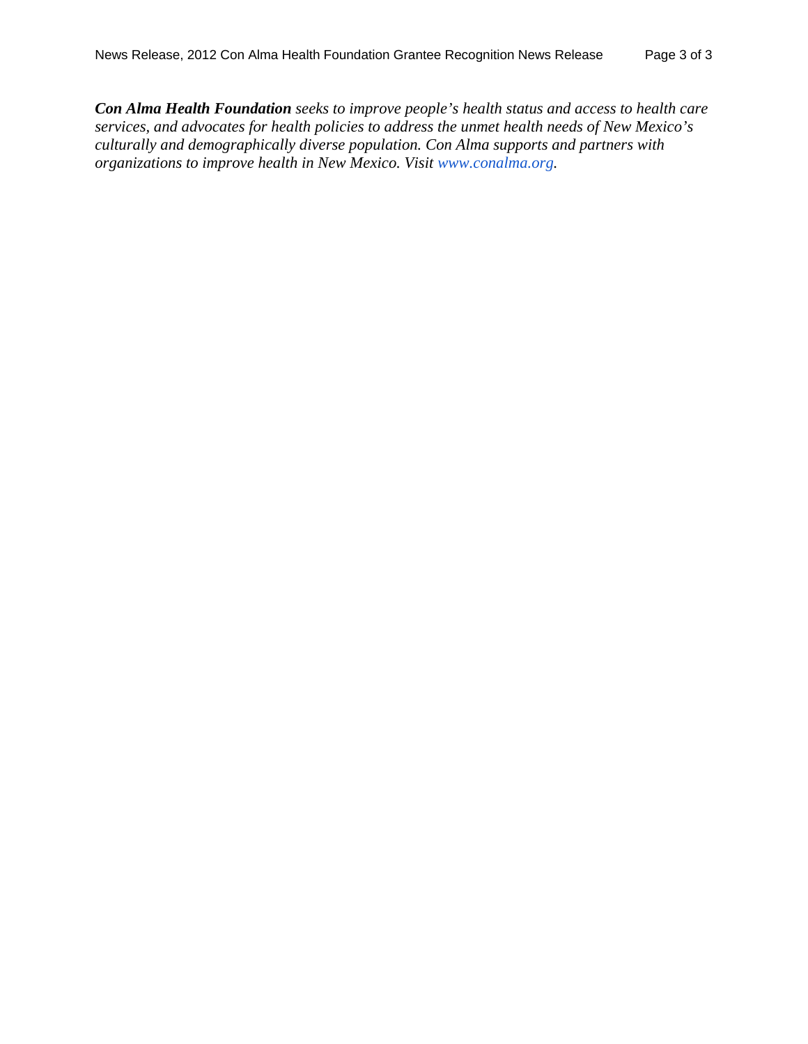***Con Alma Health Foundation** seeks to improve people's health status and access to health care services, and advocates for health policies to address the unmet health needs of New Mexico's culturally and demographically diverse population. Con Alma supports and partners with organizations to improve health in New Mexico. Visit www.conalma.org.*